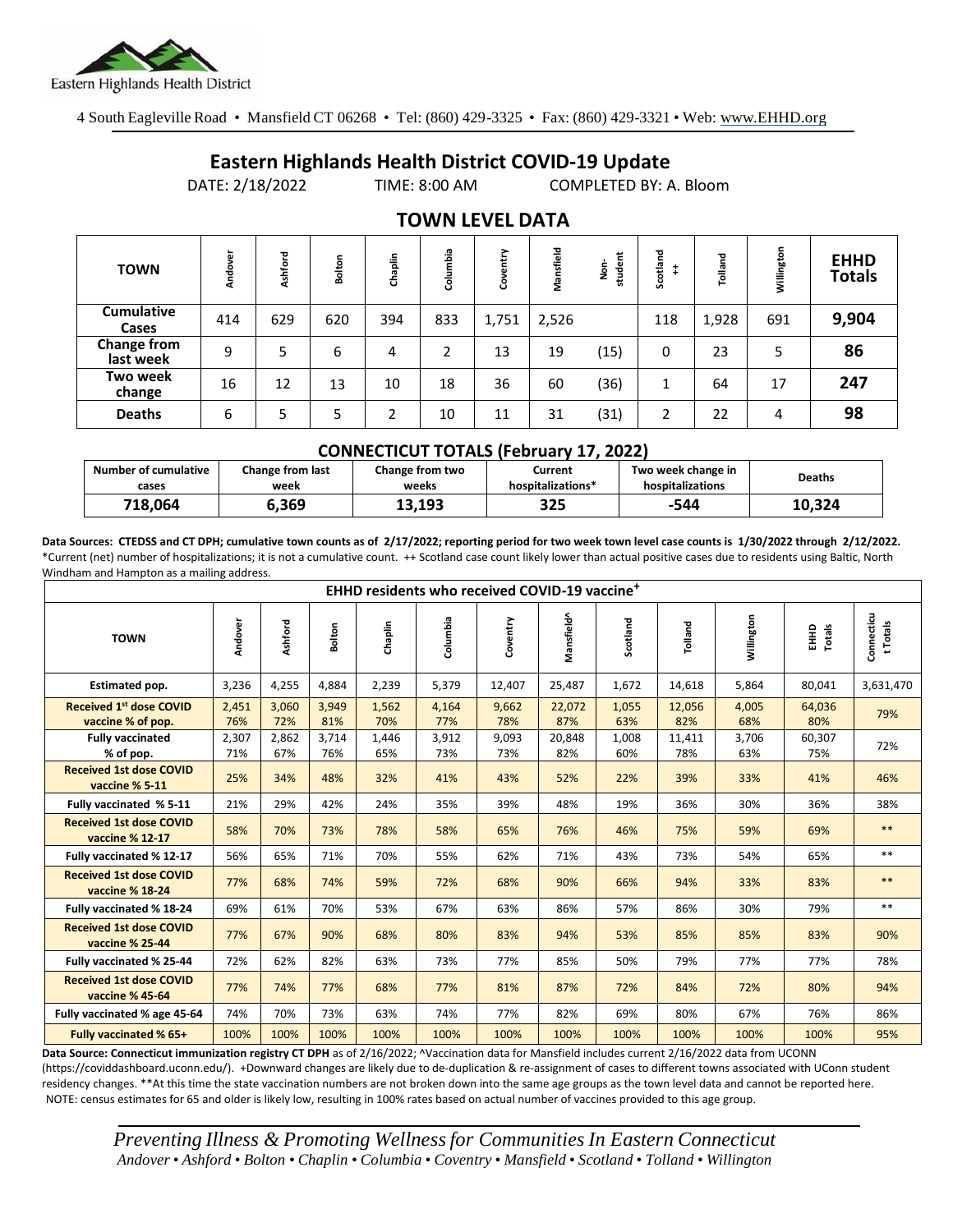Eastern Highlands Health District

4 South Eagleville Road • Mansfield CT 06268 • Tel: (860) 429-3325 • Fax: (860) 429-3321 • Web: www.EHHD.org

# Eastern Highlands Health District COVID-19 Update

DATE: 2/18/2022 TIME: 8:00 AM COMPLETED BY: A. Bloom

## TOWN LEVEL DATA

| TOWN | Andover | Ashford | Bolton | Chaplin | Columbia | Coventry | Mansfield | Non-student | Scotland ++ | Tolland | Willington | EHHD Totals |
|---|---|---|---|---|---|---|---|---|---|---|---|---|
| Cumulative Cases | 414 | 629 | 620 | 394 | 833 | 1,751 | 2,526 | | 118 | 1,928 | 691 | **9,904** |
| Change from last week | 9 | 5 | 6 | 4 | 2 | 13 | 19 | (15) | 0 | 23 | 5 | **86** |
| Two week change | 16 | 12 | 13 | 10 | 18 | 36 | 60 | (36) | 1 | 64 | 17 | **247** |
| Deaths | 6 | 5 | 5 | 2 | 10 | 11 | 31 | (31) | 2 | 22 | 4 | **98** |

### CONNECTICUT TOTALS (February 17, 2022)

| Number of cumulative cases | Change from last week | Change from two weeks | Current hospitalizations* | Two week change in hospitalizations | Deaths |
|---|---|---|---|---|---|
| 718,064 | 6,369 | 13,193 | 325 | -544 | 10,324 |

**Data Sources: CTEDSS and CT DPH; cumulative town counts as of 2/17/2022; reporting period for two week town level case counts is 1/30/2022 through 2/12/2022.** *Current (net) number of hospitalizations; it is not a cumulative count. ++ Scotland case count likely lower than actual positive cases due to residents using Baltic, North Windham and Hampton as a mailing address.

| EHHD residents who received COVID-19 vaccine+ | | | | | | | | | | | | |
|---|---|---|---|---|---|---|---|---|---|---|---|---|
| TOWN | Andover | Ashford | Bolton | Chaplin | Columbia | Coventry | Mansfield^ | Scotland | Tolland | Willington | EHHD Totals | Connecticut Totals |
| Estimated pop. | 3,236 | 4,255 | 4,884 | 2,239 | 5,379 | 12,407 | 25,487 | 1,672 | 14,618 | 5,864 | 80,041 | 3,631,470 |
| Received 1st dose COVID vaccine % of pop. | 2,451 76% | 3,060 72% | 3,949 81% | 1,562 70% | 4,164 77% | 9,662 78% | 22,072 87% | 1,055 63% | 12,056 82% | 4,005 68% | 64,036 80% | 79% |
| Fully vaccinated % of pop. | 2,307 71% | 2,862 67% | 3,714 76% | 1,446 65% | 3,912 73% | 9,093 73% | 20,848 82% | 1,008 60% | 11,411 78% | 3,706 63% | 60,307 75% | 72% |
| Received 1st dose COVID vaccine % 5-11 | 25% | 34% | 48% | 32% | 41% | 43% | 52% | 22% | 39% | 33% | 41% | 46% |
| Fully vaccinated % 5-11 | 21% | 29% | 42% | 24% | 35% | 39% | 48% | 19% | 36% | 30% | 36% | 38% |
| Received 1st dose COVID vaccine % 12-17 | 58% | 70% | 73% | 78% | 58% | 65% | 76% | 46% | 75% | 59% | 69% | ** |
| Fully vaccinated % 12-17 | 56% | 65% | 71% | 70% | 55% | 62% | 71% | 43% | 73% | 54% | 65% | ** |
| Received 1st dose COVID vaccine % 18-24 | 77% | 68% | 74% | 59% | 72% | 68% | 90% | 66% | 94% | 33% | 83% | ** |
| Fully vaccinated % 18-24 | 69% | 61% | 70% | 53% | 67% | 63% | 86% | 57% | 86% | 30% | 79% | ** |
| Received 1st dose COVID vaccine % 25-44 | 77% | 67% | 90% | 68% | 80% | 83% | 94% | 53% | 85% | 85% | 83% | 90% |
| Fully vaccinated % 25-44 | 72% | 62% | 82% | 63% | 73% | 77% | 85% | 50% | 79% | 77% | 77% | 78% |
| Received 1st dose COVID vaccine % 45-64 | 77% | 74% | 77% | 68% | 77% | 81% | 87% | 72% | 84% | 72% | 80% | 94% |
| Fully vaccinated % age 45-64 | 74% | 70% | 73% | 63% | 74% | 77% | 82% | 69% | 80% | 67% | 76% | 86% |
| Fully vaccinated % 65+ | 100% | 100% | 100% | 100% | 100% | 100% | 100% | 100% | 100% | 100% | 100% | 95% |

**Data Source: Connecticut immunization registry CT DPH** as of 2/16/2022; ^Vaccination data for Mansfield includes current 2/16/2022 data from UCONN (https://coviddashboard.uconn.edu/). +Downward changes are likely due to de-duplication & re-assignment of cases to different towns associated with UConn student residency changes. **At this time the state vaccination numbers are not broken down into the same age groups as the town level data and cannot be reported here. NOTE: census estimates for 65 and older is likely low, resulting in 100% rates based on actual number of vaccines provided to this age group.

*Preventing Illness & Promoting Wellness for Communities In Eastern Connecticut*
*Andover • Ashford • Bolton • Chaplin • Columbia • Coventry • Mansfield • Scotland • Tolland • Willington*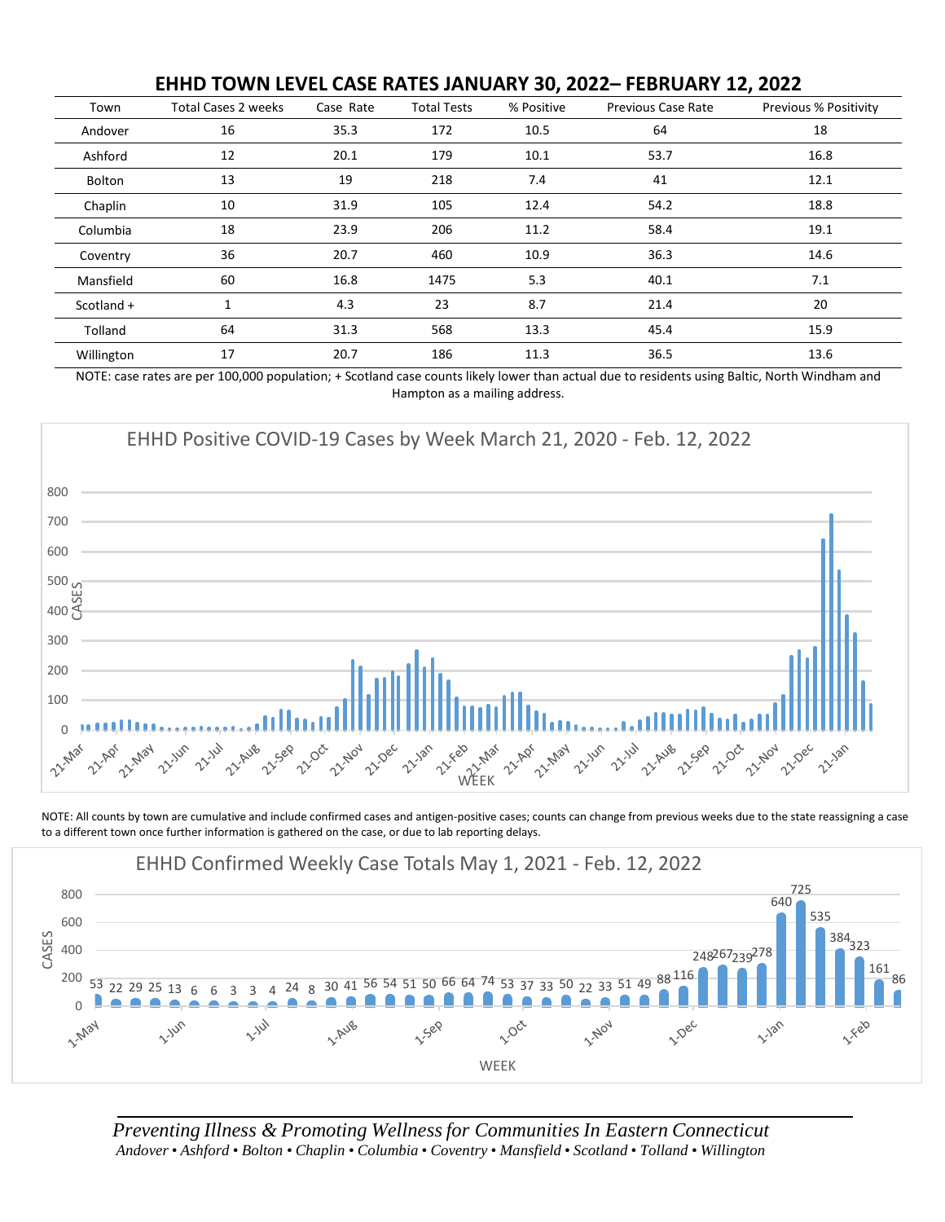## EHHD TOWN LEVEL CASE RATES JANUARY 30, 2022– FEBRUARY 12, 2022

| Town | Total Cases 2 weeks | Case Rate | Total Tests | % Positive | Previous Case Rate | Previous % Positivity |
|---|---|---|---|---|---|---|
| Andover | 16 | 35.3 | 172 | 10.5 | 64 | 18 |
| Ashford | 12 | 20.1 | 179 | 10.1 | 53.7 | 16.8 |
| Bolton | 13 | 19 | 218 | 7.4 | 41 | 12.1 |
| Chaplin | 10 | 31.9 | 105 | 12.4 | 54.2 | 18.8 |
| Columbia | 18 | 23.9 | 206 | 11.2 | 58.4 | 19.1 |
| Coventry | 36 | 20.7 | 460 | 10.9 | 36.3 | 14.6 |
| Mansfield | 60 | 16.8 | 1475 | 5.3 | 40.1 | 7.1 |
| Scotland + | 1 | 4.3 | 23 | 8.7 | 21.4 | 20 |
| Tolland | 64 | 31.3 | 568 | 13.3 | 45.4 | 15.9 |
| Willington | 17 | 20.7 | 186 | 11.3 | 36.5 | 13.6 |

NOTE: case rates are per 100,000 population; + Scotland case counts likely lower than actual due to residents using Baltic, North Windham and Hampton as a mailing address.

EHHD Positive COVID-19 Cases by Week March 21, 2020 - Feb. 12, 2022

CASES

0 100 200 300 400 500 600 700 800

21-Mar 21-Apr 21-May 21-Jun 21-Jul 21-Aug 21-Sep 21-Oct 21-Nov 21-Dec 21-Jan 21-Feb 21-Mar 21-Apr 21-May 21-Jun 21-Jul 21-Aug 21-Sep 21-Oct 21-Nov 21-Dec 21-Jan

WEEK

NOTE: All counts by town are cumulative and include confirmed cases and antigen-positive cases; counts can change from previous weeks due to the state reassigning a case to a different town once further information is gathered on the case, or due to lab reporting delays.

EHHD Confirmed Weekly Case Totals May 1, 2021 - Feb. 12, 2022

CASES

0 200 400 600 800

53 22 29 25 13 6 6 3 3 4 24 8 30 41 56 54 51 50 66 64 74 53 37 33 50 22 33 51 49 88 116 248 267 239 278 640 725 535 384 323 161 86

1-May 1-Jun 1-Jul 1-Aug 1-Sep 1-Oct 1-Nov 1-Dec 1-Jan 1-Feb

WEEK

*Preventing Illness & Promoting Wellness for Communities In Eastern Connecticut*
*Andover • Ashford • Bolton • Chaplin • Columbia • Coventry • Mansfield • Scotland • Tolland • Willington*